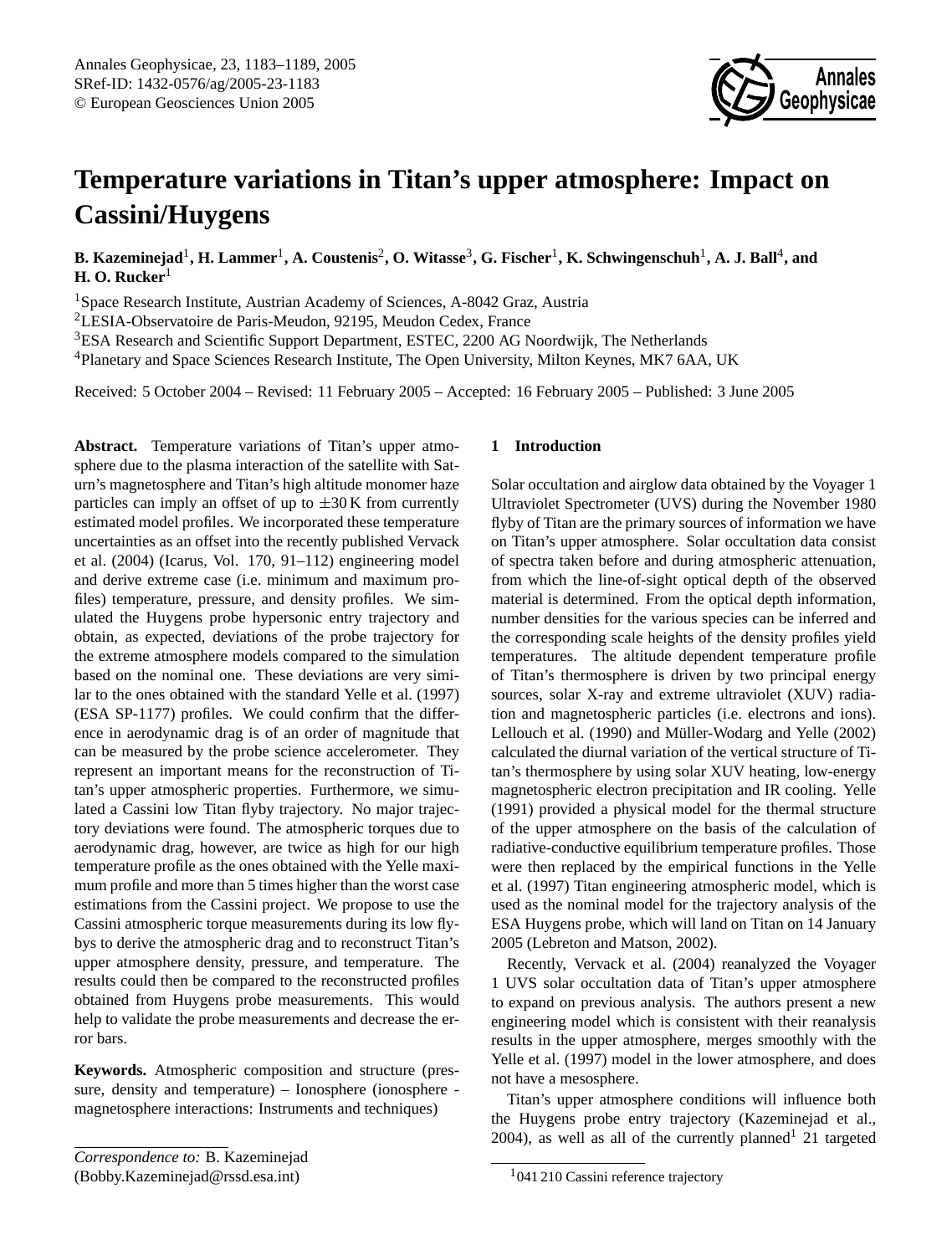# Temperature variations in Titan's upper atmosphere: Impact on Cassini/Huygens

**B. Kazeminejad[1], H. Lammer[1], A. Coustenis[2], O. Witasse[3], G. Fischer[1], K. Schwingenschuh[1], A. J. Ball[4], and H. O. Rucker[1]**

[1]Space Research Institute, Austrian Academy of Sciences, A-8042 Graz, Austria
[2]LESIA-Observatoire de Paris-Meudon, 92195, Meudon Cedex, France
[3]ESA Research and Scientific Support Department, ESTEC, 2200 AG Noordwijk, The Netherlands
[4]Planetary and Space Sciences Research Institute, The Open University, Milton Keynes, MK7 6AA, UK

Received: 5 October 2004 – Revised: 11 February 2005 – Accepted: 16 February 2005 – Published: 3 June 2005

**Abstract.** Temperature variations of Titan's upper atmosphere due to the plasma interaction of the satellite with Saturn's magnetosphere and Titan's high altitude monomer haze particles can imply an offset of up to $\pm 30$ K from currently estimated model profiles. We incorporated these temperature uncertainties as an offset into the recently published Vervack et al. (2004) (Icarus, Vol. 170, 91–112) engineering model and derive extreme case (i.e. minimum and maximum profiles) temperature, pressure, and density profiles. We simulated the Huygens probe hypersonic entry trajectory and obtain, as expected, deviations of the probe trajectory for the extreme atmosphere models compared to the simulation based on the nominal one. These deviations are very similar to the ones obtained with the standard Yelle et al. (1997) (ESA SP-1177) profiles. We could confirm that the difference in aerodynamic drag is of an order of magnitude that can be measured by the probe science accelerometer. They represent an important means for the reconstruction of Titan's upper atmospheric properties. Furthermore, we simulated a Cassini low Titan flyby trajectory. No major trajectory deviations were found. The atmospheric torques due to aerodynamic drag, however, are twice as high for our high temperature profile as the ones obtained with the Yelle maximum profile and more than 5 times higher than the worst case estimations from the Cassini project. We propose to use the Cassini atmospheric torque measurements during its low flybys to derive the atmospheric drag and to reconstruct Titan's upper atmosphere density, pressure, and temperature. The results could then be compared to the reconstructed profiles obtained from Huygens probe measurements. This would help to validate the probe measurements and decrease the error bars.

**Keywords.** Atmospheric composition and structure (pressure, density and temperature) – Ionosphere (ionosphere - magnetosphere interactions: Instruments and techniques)

*Correspondence to:* B. Kazeminejad (Bobby.Kazeminejad@rssd.esa.int)

## 1 Introduction

Solar occultation and airglow data obtained by the Voyager 1 Ultraviolet Spectrometer (UVS) during the November 1980 flyby of Titan are the primary sources of information we have on Titan's upper atmosphere. Solar occultation data consist of spectra taken before and during atmospheric attenuation, from which the line-of-sight optical depth of the observed material is determined. From the optical depth information, number densities for the various species can be inferred and the corresponding scale heights of the density profiles yield temperatures. The altitude dependent temperature profile of Titan's thermosphere is driven by two principal energy sources, solar X-ray and extreme ultraviolet (XUV) radiation and magnetospheric particles (i.e. electrons and ions). Lellouch et al. (1990) and Müller-Wodarg and Yelle (2002) calculated the diurnal variation of the vertical structure of Titan's thermosphere by using solar XUV heating, low-energy magnetospheric electron precipitation and IR cooling. Yelle (1991) provided a physical model for the thermal structure of the upper atmosphere on the basis of the calculation of radiative-conductive equilibrium temperature profiles. Those were then replaced by the empirical functions in the Yelle et al. (1997) Titan engineering atmospheric model, which is used as the nominal model for the trajectory analysis of the ESA Huygens probe, which will land on Titan on 14 January 2005 (Lebreton and Matson, 2002).

Recently, Vervack et al. (2004) reanalyzed the Voyager 1 UVS solar occultation data of Titan's upper atmosphere to expand on previous analysis. The authors present a new engineering model which is consistent with their reanalysis results in the upper atmosphere, merges smoothly with the Yelle et al. (1997) model in the lower atmosphere, and does not have a mesosphere.

Titan's upper atmosphere conditions will influence both the Huygens probe entry trajectory (Kazeminejad et al., 2004), as well as all of the currently planned[1] 21 targeted

[1]041 210 Cassini reference trajectory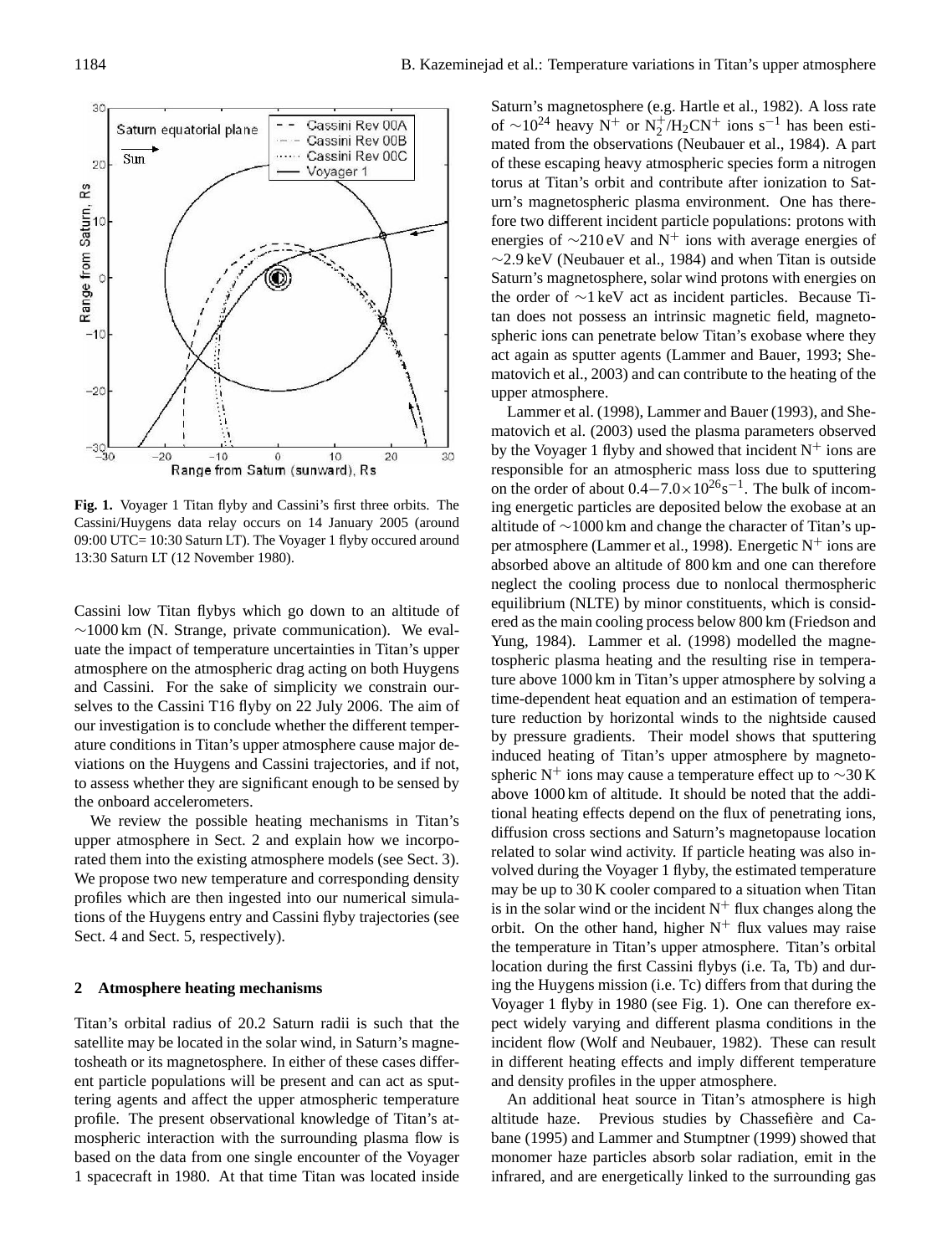Fig. 1. Voyager 1 Titan flyby and Cassini's first three orbits. The Cassini/Huygens data relay occurs on 14 January 2005 (around 09:00 UTC= 10:30 Saturn LT). The Voyager 1 flyby occured around 13:30 Saturn LT (12 November 1980).

Cassini low Titan flybys which go down to an altitude of ~1000 km (N. Strange, private communication). We evaluate the impact of temperature uncertainties in Titan's upper atmosphere on the atmospheric drag acting on both Huygens and Cassini. For the sake of simplicity we constrain ourselves to the Cassini T16 flyby on 22 July 2006. The aim of our investigation is to conclude whether the different temperature conditions in Titan's upper atmosphere cause major deviations on the Huygens and Cassini trajectories, and if not, to assess whether they are significant enough to be sensed by the onboard accelerometers.

We review the possible heating mechanisms in Titan's upper atmosphere in Sect. 2 and explain how we incorporated them into the existing atmosphere models (see Sect. 3). We propose two new temperature and corresponding density profiles which are then ingested into our numerical simulations of the Huygens entry and Cassini flyby trajectories (see Sect. 4 and Sect. 5, respectively).

## 2 Atmosphere heating mechanisms

Titan's orbital radius of 20.2 Saturn radii is such that the satellite may be located in the solar wind, in Saturn's magnetosheath or its magnetosphere. In either of these cases different particle populations will be present and can act as sputtering agents and affect the upper atmospheric temperature profile. The present observational knowledge of Titan's atmospheric interaction with the surrounding plasma flow is based on the data from one single encounter of the Voyager 1 spacecraft in 1980. At that time Titan was located inside Saturn's magnetosphere (e.g. Hartle et al., 1982). A loss rate of $\sim 10^{24}$ heavy $N^+$ or $N_2^+/H_2CN^+$ ions $s^{-1}$ has been estimated from the observations (Neubauer et al., 1984). A part of these escaping heavy atmospheric species form a nitrogen torus at Titan's orbit and contribute after ionization to Saturn's magnetospheric plasma environment. One has therefore two different incident particle populations: protons with energies of ~210 eV and $N^+$ ions with average energies of ~2.9 keV (Neubauer et al., 1984) and when Titan is outside Saturn's magnetosphere, solar wind protons with energies on the order of ~1 keV act as incident particles. Because Titan does not possess an intrinsic magnetic field, magnetospheric ions can penetrate below Titan's exobase where they act again as sputter agents (Lammer and Bauer, 1993; Shematovich et al., 2003) and can contribute to the heating of the upper atmosphere.

Lammer et al. (1998), Lammer and Bauer (1993), and Shematovich et al. (2003) used the plasma parameters observed by the Voyager 1 flyby and showed that incident $N^+$ ions are responsible for an atmospheric mass loss due to sputtering on the order of about $0.4-7.0\times10^{26}s^{-1}$. The bulk of incoming energetic particles are deposited below the exobase at an altitude of ~1000 km and change the character of Titan's upper atmosphere (Lammer et al., 1998). Energetic $N^+$ ions are absorbed above an altitude of 800 km and one can therefore neglect the cooling process due to nonlocal thermospheric equilibrium (NLTE) by minor constituents, which is considered as the main cooling process below 800 km (Friedson and Yung, 1984). Lammer et al. (1998) modelled the magnetospheric plasma heating and the resulting rise in temperature above 1000 km in Titan's upper atmosphere by solving a time-dependent heat equation and an estimation of temperature reduction by horizontal winds to the nightside caused by pressure gradients. Their model shows that sputtering induced heating of Titan's upper atmosphere by magnetospheric $N^+$ ions may cause a temperature effect up to ~30 K above 1000 km of altitude. It should be noted that the additional heating effects depend on the flux of penetrating ions, diffusion cross sections and Saturn's magnetopause location related to solar wind activity. If particle heating was also involved during the Voyager 1 flyby, the estimated temperature may be up to 30 K cooler compared to a situation when Titan is in the solar wind or the incident $N^+$ flux changes along the orbit. On the other hand, higher $N^+$ flux values may raise the temperature in Titan's upper atmosphere. Titan's orbital location during the first Cassini flybys (i.e. Ta, Tb) and during the Huygens mission (i.e. Tc) differs from that during the Voyager 1 flyby in 1980 (see Fig. 1). One can therefore expect widely varying and different plasma conditions in the incident flow (Wolf and Neubauer, 1982). These can result in different heating effects and imply different temperature and density profiles in the upper atmosphere.

An additional heat source in Titan's atmosphere is high altitude haze. Previous studies by Chassefière and Cabane (1995) and Lammer and Stumptner (1999) showed that monomer haze particles absorb solar radiation, emit in the infrared, and are energetically linked to the surrounding gas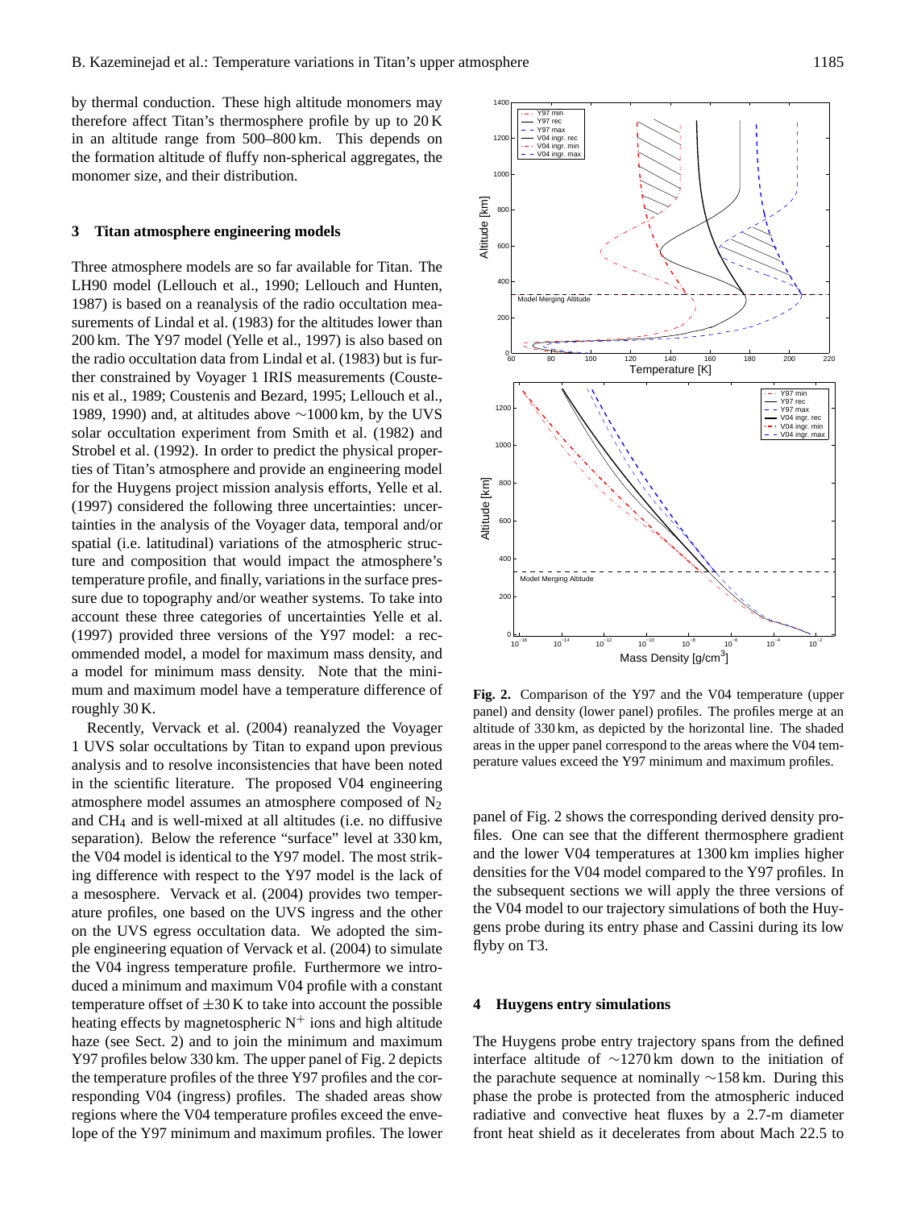by thermal conduction. These high altitude monomers may therefore affect Titan's thermosphere profile by up to 20 K in an altitude range from 500–800 km. This depends on the formation altitude of fluffy non-spherical aggregates, the monomer size, and their distribution.

## 3 Titan atmosphere engineering models

Three atmosphere models are so far available for Titan. The LH90 model (Lellouch et al., 1990; Lellouch and Hunten, 1987) is based on a reanalysis of the radio occultation measurements of Lindal et al. (1983) for the altitudes lower than 200 km. The Y97 model (Yelle et al., 1997) is also based on the radio occultation data from Lindal et al. (1983) but is further constrained by Voyager 1 IRIS measurements (Coustenis et al., 1989; Coustenis and Bezard, 1995; Lellouch et al., 1989, 1990) and, at altitudes above ∼1000 km, by the UVS solar occultation experiment from Smith et al. (1982) and Strobel et al. (1992). In order to predict the physical properties of Titan's atmosphere and provide an engineering model for the Huygens project mission analysis efforts, Yelle et al. (1997) considered the following three uncertainties: uncertainties in the analysis of the Voyager data, temporal and/or spatial (i.e. latitudinal) variations of the atmospheric structure and composition that would impact the atmosphere's temperature profile, and finally, variations in the surface pressure due to topography and/or weather systems. To take into account these three categories of uncertainties Yelle et al. (1997) provided three versions of the Y97 model: a recommended model, a model for maximum mass density, and a model for minimum mass density. Note that the minimum and maximum model have a temperature difference of roughly 30 K.

Recently, Vervack et al. (2004) reanalyzed the Voyager 1 UVS solar occultations by Titan to expand upon previous analysis and to resolve inconsistencies that have been noted in the scientific literature. The proposed V04 engineering atmosphere model assumes an atmosphere composed of $N_2$ and $CH_4$ and is well-mixed at all altitudes (i.e. no diffusive separation). Below the reference "surface" level at 330 km, the V04 model is identical to the Y97 model. The most striking difference with respect to the Y97 model is the lack of a mesosphere. Vervack et al. (2004) provides two temperature profiles, one based on the UVS ingress and the other on the UVS egress occultation data. We adopted the simple engineering equation of Vervack et al. (2004) to simulate the V04 ingress temperature profile. Furthermore we introduced a minimum and maximum V04 profile with a constant temperature offset of ±30 K to take into account the possible heating effects by magnetospheric $N^+$ ions and high altitude haze (see Sect. 2) and to join the minimum and maximum Y97 profiles below 330 km. The upper panel of Fig. 2 depicts the temperature profiles of the three Y97 profiles and the corresponding V04 (ingress) profiles. The shaded areas show regions where the V04 temperature profiles exceed the envelope of the Y97 minimum and maximum profiles. The lower panel of Fig. 2 shows the corresponding derived density profiles. One can see that the different thermosphere gradient and the lower V04 temperatures at 1300 km implies higher densities for the V04 model compared to the Y97 profiles. In the subsequent sections we will apply the three versions of the V04 model to our trajectory simulations of both the Huygens probe during its entry phase and Cassini during its low flyby on T3.

**Fig. 2.** Comparison of the Y97 and the V04 temperature (upper panel) and density (lower panel) profiles. The profiles merge at an altitude of 330 km, as depicted by the horizontal line. The shaded areas in the upper panel correspond to the areas where the V04 temperature values exceed the Y97 minimum and maximum profiles.

## 4 Huygens entry simulations

The Huygens probe entry trajectory spans from the defined interface altitude of ∼1270 km down to the initiation of the parachute sequence at nominally ∼158 km. During this phase the probe is protected from the atmospheric induced radiative and convective heat fluxes by a 2.7-m diameter front heat shield as it decelerates from about Mach 22.5 to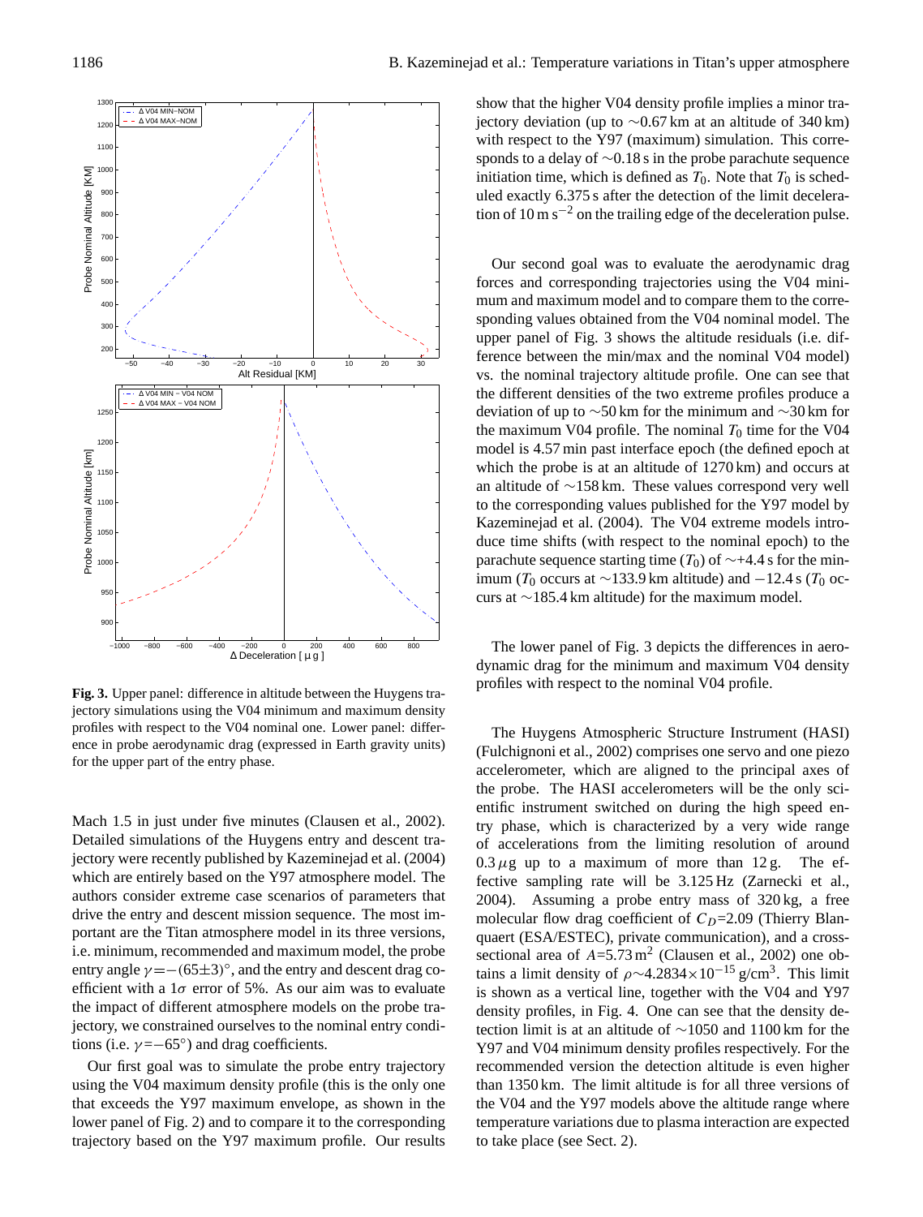**Fig. 3.** Upper panel: difference in altitude between the Huygens trajectory simulations using the V04 minimum and maximum density profiles with respect to the V04 nominal one. Lower panel: difference in probe aerodynamic drag (expressed in Earth gravity units) for the upper part of the entry phase.

Mach 1.5 in just under five minutes (Clausen et al., 2002). Detailed simulations of the Huygens entry and descent trajectory were recently published by Kazeminejad et al. (2004) which are entirely based on the Y97 atmosphere model. The authors consider extreme case scenarios of parameters that drive the entry and descent mission sequence. The most important are the Titan atmosphere model in its three versions, i.e. minimum, recommended and maximum model, the probe entry angle $\gamma=-(65\pm3)^\circ$, and the entry and descent drag coefficient with a $1\sigma$ error of 5%. As our aim was to evaluate the impact of different atmosphere models on the probe trajectory, we constrained ourselves to the nominal entry conditions (i.e. $\gamma=-65^\circ$) and drag coefficients.

Our first goal was to simulate the probe entry trajectory using the V04 maximum density profile (this is the only one that exceeds the Y97 maximum envelope, as shown in the lower panel of Fig. 2) and to compare it to the corresponding trajectory based on the Y97 maximum profile. Our results show that the higher V04 density profile implies a minor trajectory deviation (up to $\sim$0.67 km at an altitude of 340 km) with respect to the Y97 (maximum) simulation. This corresponds to a delay of $\sim$0.18 s in the probe parachute sequence initiation time, which is defined as $T_0$. Note that $T_0$ is scheduled exactly 6.375 s after the detection of the limit deceleration of 10 m s$^{-2}$ on the trailing edge of the deceleration pulse.

Our second goal was to evaluate the aerodynamic drag forces and corresponding trajectories using the V04 minimum and maximum model and to compare them to the corresponding values obtained from the V04 nominal model. The upper panel of Fig. 3 shows the altitude residuals (i.e. difference between the min/max and the nominal V04 model) vs. the nominal trajectory altitude profile. One can see that the different densities of the two extreme profiles produce a deviation of up to $\sim$50 km for the minimum and $\sim$30 km for the maximum V04 profile. The nominal $T_0$ time for the V04 model is 4.57 min past interface epoch (the defined epoch at which the probe is at an altitude of 1270 km) and occurs at an altitude of $\sim$158 km. These values correspond very well to the corresponding values published for the Y97 model by Kazeminejad et al. (2004). The V04 extreme models introduce time shifts (with respect to the nominal epoch) to the parachute sequence starting time ($T_0$) of $\sim$+4.4 s for the minimum ($T_0$ occurs at $\sim$133.9 km altitude) and $-$12.4 s ($T_0$ occurs at $\sim$185.4 km altitude) for the maximum model.

The lower panel of Fig. 3 depicts the differences in aerodynamic drag for the minimum and maximum V04 density profiles with respect to the nominal V04 profile.

The Huygens Atmospheric Structure Instrument (HASI) (Fulchignoni et al., 2002) comprises one servo and one piezo accelerometer, which are aligned to the principal axes of the probe. The HASI accelerometers will be the only scientific instrument switched on during the high speed entry phase, which is characterized by a very wide range of accelerations from the limiting resolution of around $0.3\,\mu$g up to a maximum of more than 12 g. The effective sampling rate will be 3.125 Hz (Zarnecki et al., 2004). Assuming a probe entry mass of 320 kg, a free molecular flow drag coefficient of $C_D$=2.09 (Thierry Blanquaert (ESA/ESTEC), private communication), and a cross-sectional area of $A$=5.73 m$^2$ (Clausen et al., 2002) one obtains a limit density of $\rho\sim4.2834\times10^{-15}$ g/cm$^3$. This limit is shown as a vertical line, together with the V04 and Y97 density profiles, in Fig. 4. One can see that the density detection limit is at an altitude of $\sim$1050 and 1100 km for the Y97 and V04 minimum density profiles respectively. For the recommended version the detection altitude is even higher than 1350 km. The limit altitude is for all three versions of the V04 and the Y97 models above the altitude range where temperature variations due to plasma interaction are expected to take place (see Sect. 2).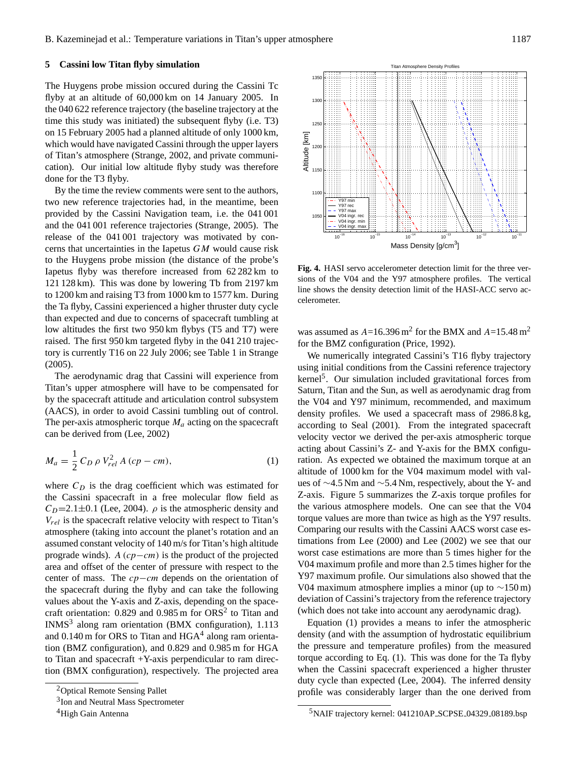## 5 Cassini low Titan flyby simulation

The Huygens probe mission occured during the Cassini Tc flyby at an altitude of 60,000 km on 14 January 2005. In the 040 622 reference trajectory (the baseline trajectory at the time this study was initiated) the subsequent flyby (i.e. T3) on 15 February 2005 had a planned altitude of only 1000 km, which would have navigated Cassini through the upper layers of Titan's atmosphere (Strange, 2002, and private communication). Our initial low altitude flyby study was therefore done for the T3 flyby.

By the time the review comments were sent to the authors, two new reference trajectories had, in the meantime, been provided by the Cassini Navigation team, i.e. the 041 001 and the 041 001 reference trajectories (Strange, 2005). The release of the 041 001 trajectory was motivated by concerns that uncertainties in the Iapetus $GM$ would cause risk to the Huygens probe mission (the distance of the probe's Iapetus flyby was therefore increased from 62 282 km to 121 128 km). This was done by lowering Tb from 2197 km to 1200 km and raising T3 from 1000 km to 1577 km. During the Ta flyby, Cassini experienced a higher thruster duty cycle than expected and due to concerns of spacecraft tumbling at low altitudes the first two 950 km flybys (T5 and T7) were raised. The first 950 km targeted flyby in the 041 210 trajectory is currently T16 on 22 July 2006; see Table 1 in Strange (2005).

The aerodynamic drag that Cassini will experience from Titan's upper atmosphere will have to be compensated for by the spacecraft attitude and articulation control subsystem (AACS), in order to avoid Cassini tumbling out of control. The per-axis atmospheric torque $M_a$ acting on the spacecraft can be derived from (Lee, 2002)

$$M_a = \frac{1}{2} C_D \, \rho \, V_{rel}^2 \, A \, (cp - cm), \tag{1}$$

where $C_D$ is the drag coefficient which was estimated for the Cassini spacecraft in a free molecular flow field as $C_D$=2.1±0.1 (Lee, 2004). $\rho$ is the atmospheric density and $V_{rel}$ is the spacecraft relative velocity with respect to Titan's atmosphere (taking into account the planet's rotation and an assumed constant velocity of 140 m/s for Titan's high altitude prograde winds). $A\,(cp-cm)$ is the product of the projected area and offset of the center of pressure with respect to the center of mass. The $cp-cm$ depends on the orientation of the spacecraft during the flyby and can take the following values about the Y-axis and Z-axis, depending on the spacecraft orientation: 0.829 and 0.985 m for ORS[2] to Titan and INMS[3] along ram orientation (BMX configuration), 1.113 and 0.140 m for ORS to Titan and HGA[4] along ram orientation (BMZ configuration), and 0.829 and 0.985 m for HGA to Titan and spacecraft +Y-axis perpendicular to ram direction (BMX configuration), respectively. The projected area was assumed as $A$=16.396 m$^2$ for the BMX and $A$=15.48 m$^2$ for the BMZ configuration (Price, 1992).

[2] Optical Remote Sensing Pallet

[3] Ion and Neutral Mass Spectrometer

[4] High Gain Antenna

**Fig. 4.** HASI servo accelerometer detection limit for the three versions of the V04 and the Y97 atmosphere profiles. The vertical line shows the density detection limit of the HASI-ACC servo accelerometer.

We numerically integrated Cassini's T16 flyby trajectory using initial conditions from the Cassini reference trajectory kernel[5]. Our simulation included gravitational forces from Saturn, Titan and the Sun, as well as aerodynamic drag from the V04 and Y97 minimum, recommended, and maximum density profiles. We used a spacecraft mass of 2986.8 kg, according to Seal (2001). From the integrated spacecraft velocity vector we derived the per-axis atmospheric torque acting about Cassini's Z- and Y-axis for the BMX configuration. As expected we obtained the maximum torque at an altitude of 1000 km for the V04 maximum model with values of ∼4.5 Nm and ∼5.4 Nm, respectively, about the Y- and Z-axis. Figure 5 summarizes the Z-axis torque profiles for the various atmosphere models. One can see that the V04 torque values are more than twice as high as the Y97 results. Comparing our results with the Cassini AACS worst case estimations from Lee (2000) and Lee (2002) we see that our worst case estimations are more than 5 times higher for the V04 maximum profile and more than 2.5 times higher for the Y97 maximum profile. Our simulations also showed that the V04 maximum atmosphere implies a minor (up to ∼150 m) deviation of Cassini's trajectory from the reference trajectory (which does not take into account any aerodynamic drag).

Equation (1) provides a means to infer the atmospheric density (and with the assumption of hydrostatic equilibrium the pressure and temperature profiles) from the measured torque according to Eq. (1). This was done for the Ta flyby when the Cassini spacecraft experienced a higher thruster duty cycle than expected (Lee, 2004). The inferred density profile was considerably larger than the one derived from

[5] NAIF trajectory kernel: 041210AP_SCPSE_04329_08189.bsp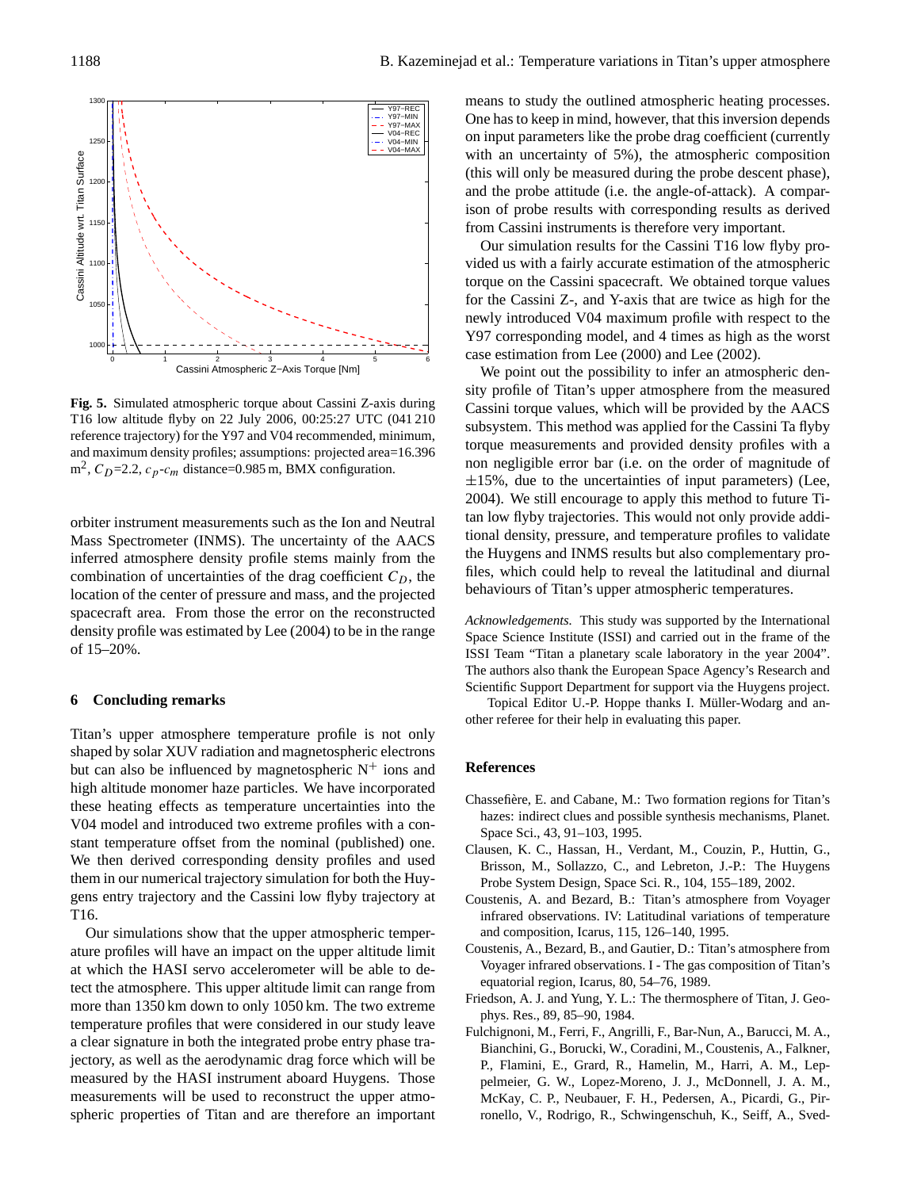**Fig. 5.** Simulated atmospheric torque about Cassini Z-axis during T16 low altitude flyby on 22 July 2006, 00:25:27 UTC (041 210 reference trajectory) for the Y97 and V04 recommended, minimum, and maximum density profiles; assumptions: projected area=16.396 m$^2$, $C_D$=2.2, $c_p$-$c_m$ distance=0.985 m, BMX configuration.

orbiter instrument measurements such as the Ion and Neutral Mass Spectrometer (INMS). The uncertainty of the AACS inferred atmosphere density profile stems mainly from the combination of uncertainties of the drag coefficient $C_D$, the location of the center of pressure and mass, and the projected spacecraft area. From those the error on the reconstructed density profile was estimated by Lee (2004) to be in the range of 15–20%.

## 6 Concluding remarks

Titan's upper atmosphere temperature profile is not only shaped by solar XUV radiation and magnetospheric electrons but can also be influenced by magnetospheric $N^+$ ions and high altitude monomer haze particles. We have incorporated these heating effects as temperature uncertainties into the V04 model and introduced two extreme profiles with a constant temperature offset from the nominal (published) one. We then derived corresponding density profiles and used them in our numerical trajectory simulation for both the Huygens entry trajectory and the Cassini low flyby trajectory at T16.

Our simulations show that the upper atmospheric temperature profiles will have an impact on the upper altitude limit at which the HASI servo accelerometer will be able to detect the atmosphere. This upper altitude limit can range from more than 1350 km down to only 1050 km. The two extreme temperature profiles that were considered in our study leave a clear signature in both the integrated probe entry phase trajectory, as well as the aerodynamic drag force which will be measured by the HASI instrument aboard Huygens. Those measurements will be used to reconstruct the upper atmospheric properties of Titan and are therefore an important means to study the outlined atmospheric heating processes. One has to keep in mind, however, that this inversion depends on input parameters like the probe drag coefficient (currently with an uncertainty of 5%), the atmospheric composition (this will only be measured during the probe descent phase), and the probe attitude (i.e. the angle-of-attack). A comparison of probe results with corresponding results as derived from Cassini instruments is therefore very important.

Our simulation results for the Cassini T16 low flyby provided us with a fairly accurate estimation of the atmospheric torque on the Cassini spacecraft. We obtained torque values for the Cassini Z-, and Y-axis that are twice as high for the newly introduced V04 maximum profile with respect to the Y97 corresponding model, and 4 times as high as the worst case estimation from Lee (2000) and Lee (2002).

We point out the possibility to infer an atmospheric density profile of Titan's upper atmosphere from the measured Cassini torque values, which will be provided by the AACS subsystem. This method was applied for the Cassini Ta flyby torque measurements and provided density profiles with a non negligible error bar (i.e. on the order of magnitude of ±15%, due to the uncertainties of input parameters) (Lee, 2004). We still encourage to apply this method to future Titan low flyby trajectories. This would not only provide additional density, pressure, and temperature profiles to validate the Huygens and INMS results but also complementary profiles, which could help to reveal the latitudinal and diurnal behaviours of Titan's upper atmospheric temperatures.

*Acknowledgements.* This study was supported by the International Space Science Institute (ISSI) and carried out in the frame of the ISSI Team "Titan a planetary scale laboratory in the year 2004". The authors also thank the European Space Agency's Research and Scientific Support Department for support via the Huygens project.

Topical Editor U.-P. Hoppe thanks I. Müller-Wodarg and another referee for their help in evaluating this paper.

## References

Chassefière, E. and Cabane, M.: Two formation regions for Titan's hazes: indirect clues and possible synthesis mechanisms, Planet. Space Sci., 43, 91–103, 1995.

Clausen, K. C., Hassan, H., Verdant, M., Couzin, P., Huttin, G., Brisson, M., Sollazzo, C., and Lebreton, J.-P.: The Huygens Probe System Design, Space Sci. R., 104, 155–189, 2002.

Coustenis, A. and Bezard, B.: Titan's atmosphere from Voyager infrared observations. IV: Latitudinal variations of temperature and composition, Icarus, 115, 126–140, 1995.

Coustenis, A., Bezard, B., and Gautier, D.: Titan's atmosphere from Voyager infrared observations. I - The gas composition of Titan's equatorial region, Icarus, 80, 54–76, 1989.

Friedson, A. J. and Yung, Y. L.: The thermosphere of Titan, J. Geophys. Res., 89, 85–90, 1984.

Fulchignoni, M., Ferri, F., Angrilli, F., Bar-Nun, A., Barucci, M. A., Bianchini, G., Borucki, W., Coradini, M., Coustenis, A., Falkner, P., Flamini, E., Grard, R., Hamelin, M., Harri, A. M., Leppelmeier, G. W., Lopez-Moreno, J. J., McDonnell, J. A. M., McKay, C. P., Neubauer, F. H., Pedersen, A., Picardi, G., Pirronello, V., Rodrigo, R., Schwingenschuh, K., Seiff, A., Sved-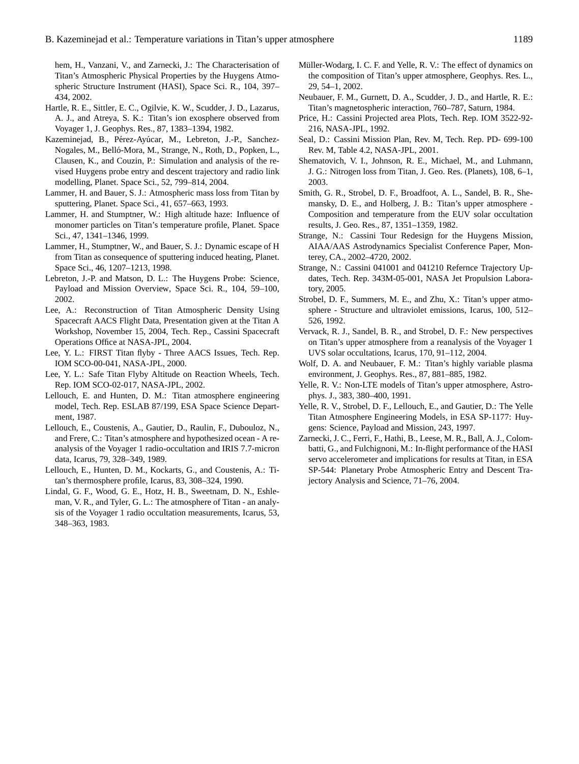hem, H., Vanzani, V., and Zarnecki, J.: The Characterisation of Titan's Atmospheric Physical Properties by the Huygens Atmospheric Structure Instrument (HASI), Space Sci. R., 104, 397–434, 2002.

Hartle, R. E., Sittler, E. C., Ogilvie, K. W., Scudder, J. D., Lazarus, A. J., and Atreya, S. K.: Titan's ion exosphere observed from Voyager 1, J. Geophys. Res., 87, 1383–1394, 1982.

Kazeminejad, B., Pérez-Ayúcar, M., Lebreton, J.-P., Sanchez-Nogales, M., Belló-Mora, M., Strange, N., Roth, D., Popken, L., Clausen, K., and Couzin, P.: Simulation and analysis of the revised Huygens probe entry and descent trajectory and radio link modelling, Planet. Space Sci., 52, 799–814, 2004.

Lammer, H. and Bauer, S. J.: Atmospheric mass loss from Titan by sputtering, Planet. Space Sci., 41, 657–663, 1993.

Lammer, H. and Stumptner, W.: High altitude haze: Influence of monomer particles on Titan's temperature profile, Planet. Space Sci., 47, 1341–1346, 1999.

Lammer, H., Stumptner, W., and Bauer, S. J.: Dynamic escape of H from Titan as consequence of sputtering induced heating, Planet. Space Sci., 46, 1207–1213, 1998.

Lebreton, J.-P. and Matson, D. L.: The Huygens Probe: Science, Payload and Mission Overview, Space Sci. R., 104, 59–100, 2002.

Lee, A.: Reconstruction of Titan Atmospheric Density Using Spacecraft AACS Flight Data, Presentation given at the Titan A Workshop, November 15, 2004, Tech. Rep., Cassini Spacecraft Operations Office at NASA-JPL, 2004.

Lee, Y. L.: FIRST Titan flyby - Three AACS Issues, Tech. Rep. IOM SCO-00-041, NASA-JPL, 2000.

Lee, Y. L.: Safe Titan Flyby Altitude on Reaction Wheels, Tech. Rep. IOM SCO-02-017, NASA-JPL, 2002.

Lellouch, E. and Hunten, D. M.: Titan atmosphere engineering model, Tech. Rep. ESLAB 87/199, ESA Space Science Department, 1987.

Lellouch, E., Coustenis, A., Gautier, D., Raulin, F., Dubouloz, N., and Frere, C.: Titan's atmosphere and hypothesized ocean - A reanalysis of the Voyager 1 radio-occultation and IRIS 7.7-micron data, Icarus, 79, 328–349, 1989.

Lellouch, E., Hunten, D. M., Kockarts, G., and Coustenis, A.: Titan's thermosphere profile, Icarus, 83, 308–324, 1990.

Lindal, G. F., Wood, G. E., Hotz, H. B., Sweetnam, D. N., Eshleman, V. R., and Tyler, G. L.: The atmosphere of Titan - an analysis of the Voyager 1 radio occultation measurements, Icarus, 53, 348–363, 1983.

Müller-Wodarg, I. C. F. and Yelle, R. V.: The effect of dynamics on the composition of Titan's upper atmosphere, Geophys. Res. L., 29, 54–1, 2002.

Neubauer, F. M., Gurnett, D. A., Scudder, J. D., and Hartle, R. E.: Titan's magnetospheric interaction, 760–787, Saturn, 1984.

Price, H.: Cassini Projected area Plots, Tech. Rep. IOM 3522-92-216, NASA-JPL, 1992.

Seal, D.: Cassini Mission Plan, Rev. M, Tech. Rep. PD- 699-100 Rev. M, Table 4.2, NASA-JPL, 2001.

Shematovich, V. I., Johnson, R. E., Michael, M., and Luhmann, J. G.: Nitrogen loss from Titan, J. Geo. Res. (Planets), 108, 6–1, 2003.

Smith, G. R., Strobel, D. F., Broadfoot, A. L., Sandel, B. R., Shemansky, D. E., and Holberg, J. B.: Titan's upper atmosphere - Composition and temperature from the EUV solar occultation results, J. Geo. Res., 87, 1351–1359, 1982.

Strange, N.: Cassini Tour Redesign for the Huygens Mission, AIAA/AAS Astrodynamics Specialist Conference Paper, Monterey, CA., 2002–4720, 2002.

Strange, N.: Cassini 041001 and 041210 Refernce Trajectory Updates, Tech. Rep. 343M-05-001, NASA Jet Propulsion Laboratory, 2005.

Strobel, D. F., Summers, M. E., and Zhu, X.: Titan's upper atmosphere - Structure and ultraviolet emissions, Icarus, 100, 512–526, 1992.

Vervack, R. J., Sandel, B. R., and Strobel, D. F.: New perspectives on Titan's upper atmosphere from a reanalysis of the Voyager 1 UVS solar occultations, Icarus, 170, 91–112, 2004.

Wolf, D. A. and Neubauer, F. M.: Titan's highly variable plasma environment, J. Geophys. Res., 87, 881–885, 1982.

Yelle, R. V.: Non-LTE models of Titan's upper atmosphere, Astrophys. J., 383, 380–400, 1991.

Yelle, R. V., Strobel, D. F., Lellouch, E., and Gautier, D.: The Yelle Titan Atmosphere Engineering Models, in ESA SP-1177: Huygens: Science, Payload and Mission, 243, 1997.

Zarnecki, J. C., Ferri, F., Hathi, B., Leese, M. R., Ball, A. J., Colombatti, G., and Fulchignoni, M.: In-flight performance of the HASI servo accelerometer and implications for results at Titan, in ESA SP-544: Planetary Probe Atmospheric Entry and Descent Trajectory Analysis and Science, 71–76, 2004.